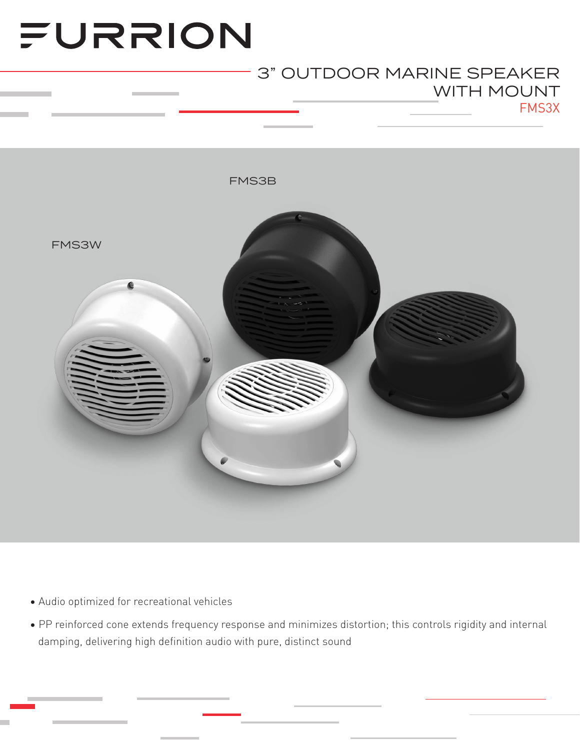# FURRION

## 3" OUTDOOR MARINE SPEAKER WITH MOUNT

FMS3X

FMS3B

FMS3W

- Audio optimized for recreational vehicles
- PP reinforced cone extends frequency response and minimizes distortion; this controls rigidity and internal damping, delivering high definition audio with pure, distinct sound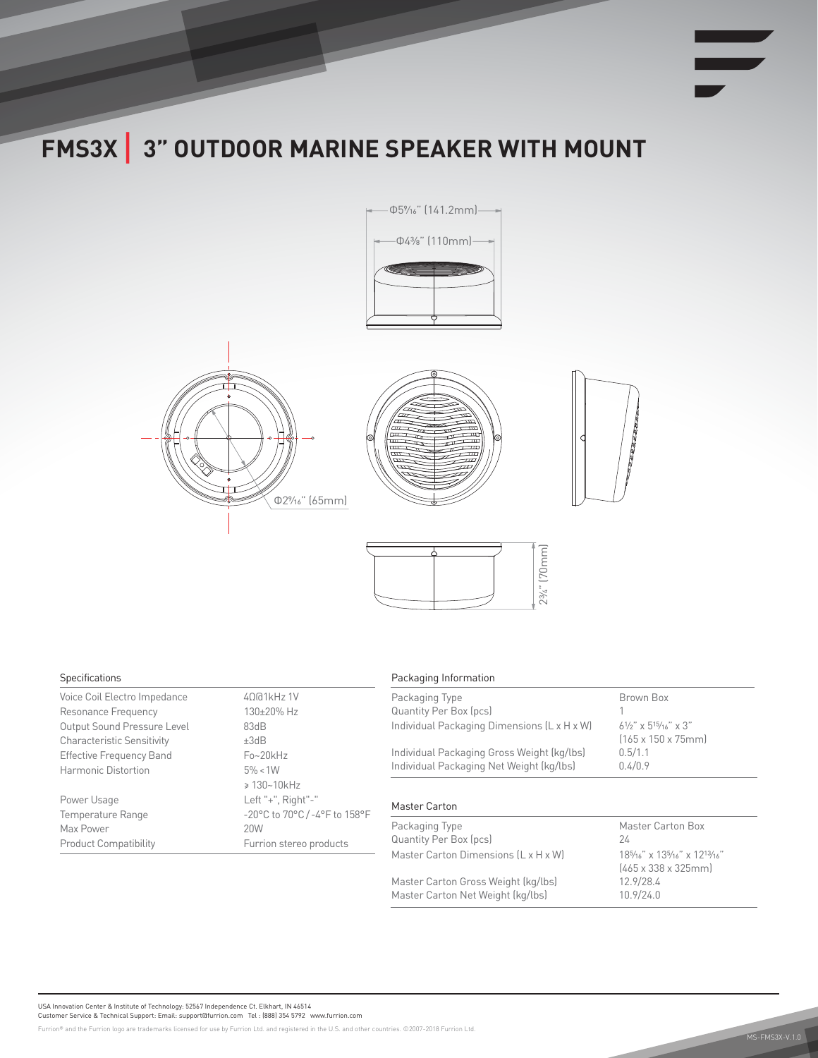# FMS3X | 3" OUTDOOR MARINE SPEAKER WITH MOUNT

Φ5⁹⁄₁₆" (141.2mm)

Φ4⅜" (110mm)

Φ2⁹⁄₁₆" (65mm)

2¾" (70mm)

## Specifications

| | |
|---|---|
| Voice Coil Electro Impedance | 4Ω@1kHz 1V |
| Resonance Frequency | 130±20% Hz |
| Output Sound Pressure Level | 83dB |
| Characteristic Sensitivity | ±3dB |
| Effective Frequency Band | Fo~20kHz |
| Harmonic Distortion | 5% < 1W<br>≥ 130~10kHz |
| Power Usage | Left "+", Right"-" |
| Temperature Range | -20°C to 70°C / -4°F to 158°F |
| Max Power | 20W |
| Product Compatibility | Furrion stereo products |

## Packaging Information

| | |
|---|---|
| Packaging Type | Brown Box |
| Quantity Per Box (pcs) | 1 |
| Individual Packaging Dimensions (L x H x W) | 6½" x 5¹⁵⁄₁₆" x 3"<br>(165 x 150 x 75mm) |
| Individual Packaging Gross Weight (kg/lbs) | 0.5/1.1 |
| Individual Packaging Net Weight (kg/lbs) | 0.4/0.9 |

## Master Carton

| | |
|---|---|
| Packaging Type | Master Carton Box |
| Quantity Per Box (pcs) | 24 |
| Master Carton Dimensions (L x H x W) | 18⁵⁄₁₆" x 13⁵⁄₁₆" x 12¹³⁄₁₆"<br>(465 x 338 x 325mm) |
| Master Carton Gross Weight (kg/lbs) | 12.9/28.4 |
| Master Carton Net Weight (kg/lbs) | 10.9/24.0 |

USA Innovation Center & Institute of Technology: 52567 Independence Ct. Elkhart, IN 46514
Customer Service & Technical Support: Email: support@furrion.com Tel : (888) 354 5792 www.furrion.com

Furrion® and the Furrion logo are trademarks licensed for use by Furrion Ltd. and registered in the U.S. and other countries. ©2007-2018 Furrion Ltd.

MS-FMS3X-V.1.0